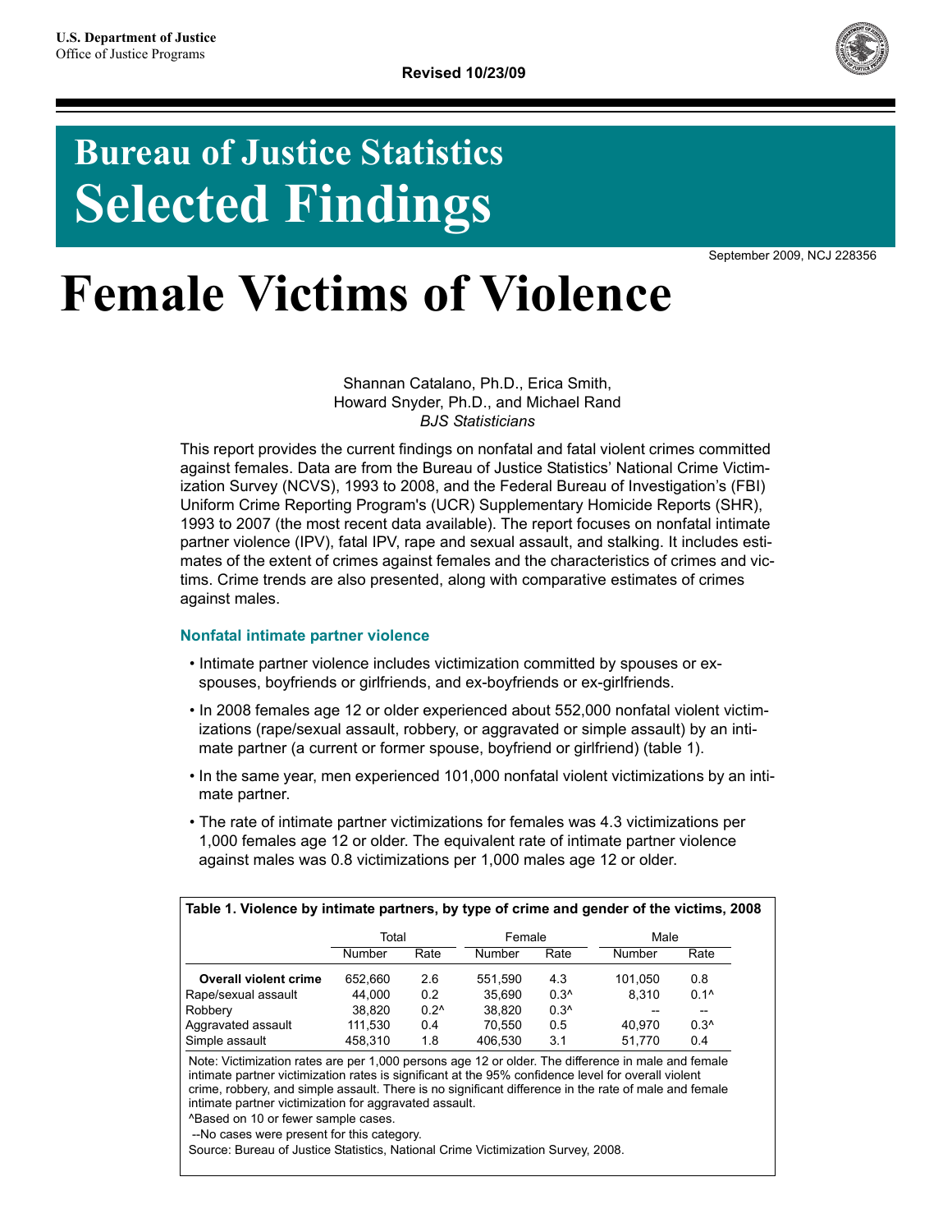U.S. Department of Justice
Office of Justice Programs

**Revised 10/23/09**

# Bureau of Justice Statistics
# Selected Findings

September 2009, NCJ 228356

# Female Victims of Violence

Shannan Catalano, Ph.D., Erica Smith,
Howard Snyder, Ph.D., and Michael Rand
*BJS Statisticians*

This report provides the current findings on nonfatal and fatal violent crimes committed against females. Data are from the Bureau of Justice Statistics' National Crime Victimization Survey (NCVS), 1993 to 2008, and the Federal Bureau of Investigation's (FBI) Uniform Crime Reporting Program's (UCR) Supplementary Homicide Reports (SHR), 1993 to 2007 (the most recent data available). The report focuses on nonfatal intimate partner violence (IPV), fatal IPV, rape and sexual assault, and stalking. It includes estimates of the extent of crimes against females and the characteristics of crimes and victims. Crime trends are also presented, along with comparative estimates of crimes against males.

### Nonfatal intimate partner violence

- Intimate partner violence includes victimization committed by spouses or ex-spouses, boyfriends or girlfriends, and ex-boyfriends or ex-girlfriends.
- In 2008 females age 12 or older experienced about 552,000 nonfatal violent victimizations (rape/sexual assault, robbery, or aggravated or simple assault) by an intimate partner (a current or former spouse, boyfriend or girlfriend) (table 1).
- In the same year, men experienced 101,000 nonfatal violent victimizations by an intimate partner.
- The rate of intimate partner victimizations for females was 4.3 victimizations per 1,000 females age 12 or older. The equivalent rate of intimate partner violence against males was 0.8 victimizations per 1,000 males age 12 or older.

**Table 1. Violence by intimate partners, by type of crime and gender of the victims, 2008**

| | Total | | Female | | Male | |
|---|---|---|---|---|---|---|
| | Number | Rate | Number | Rate | Number | Rate |
| **Overall violent crime** | 652,660 | 2.6 | 551,590 | 4.3 | 101,050 | 0.8 |
| Rape/sexual assault | 44,000 | 0.2 | 35,690 | 0.3^ | 8,310 | 0.1^ |
| Robbery | 38,820 | 0.2^ | 38,820 | 0.3^ | -- | -- |
| Aggravated assault | 111,530 | 0.4 | 70,550 | 0.5 | 40,970 | 0.3^ |
| Simple assault | 458,310 | 1.8 | 406,530 | 3.1 | 51,770 | 0.4 |

Note: Victimization rates are per 1,000 persons age 12 or older. The difference in male and female intimate partner victimization rates is significant at the 95% confidence level for overall violent crime, robbery, and simple assault. There is no significant difference in the rate of male and female intimate partner victimization for aggravated assault.

^Based on 10 or fewer sample cases.

--No cases were present for this category.

Source: Bureau of Justice Statistics, National Crime Victimization Survey, 2008.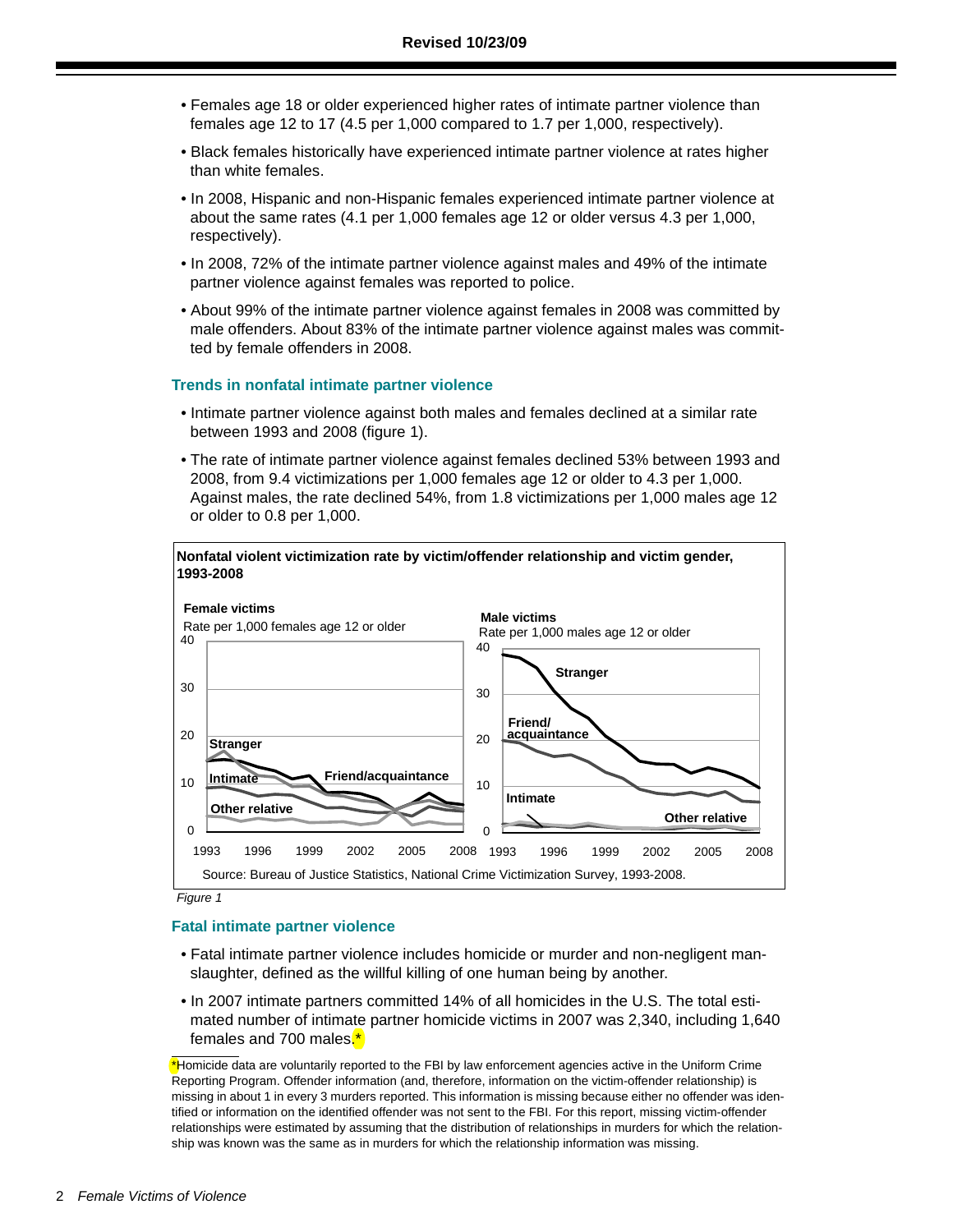Revised 10/23/09

- Females age 18 or older experienced higher rates of intimate partner violence than females age 12 to 17 (4.5 per 1,000 compared to 1.7 per 1,000, respectively).
- Black females historically have experienced intimate partner violence at rates higher than white females.
- In 2008, Hispanic and non-Hispanic females experienced intimate partner violence at about the same rates (4.1 per 1,000 females age 12 or older versus 4.3 per 1,000, respectively).
- In 2008, 72% of the intimate partner violence against males and 49% of the intimate partner violence against females was reported to police.
- About 99% of the intimate partner violence against females in 2008 was committed by male offenders. About 83% of the intimate partner violence against males was committed by female offenders in 2008.

### Trends in nonfatal intimate partner violence

- Intimate partner violence against both males and females declined at a similar rate between 1993 and 2008 (figure 1).
- The rate of intimate partner violence against females declined 53% between 1993 and 2008, from 9.4 victimizations per 1,000 females age 12 or older to 4.3 per 1,000. Against males, the rate declined 54%, from 1.8 victimizations per 1,000 males age 12 or older to 0.8 per 1,000.

**Nonfatal violent victimization rate by victim/offender relationship and victim gender, 1993-2008**

**Female victims**
Rate per 1,000 females age 12 or older

**Male victims**
Rate per 1,000 males age 12 or older

Source: Bureau of Justice Statistics, National Crime Victimization Survey, 1993-2008.

*Figure 1*

### Fatal intimate partner violence

- Fatal intimate partner violence includes homicide or murder and non-negligent manslaughter, defined as the willful killing of one human being by another.
- In 2007 intimate partners committed 14% of all homicides in the U.S. The total estimated number of intimate partner homicide victims in 2007 was 2,340, including 1,640 females and 700 males.*

*Homicide data are voluntarily reported to the FBI by law enforcement agencies active in the Uniform Crime Reporting Program. Offender information (and, therefore, information on the victim-offender relationship) is missing in about 1 in every 3 murders reported. This information is missing because either no offender was identified or information on the identified offender was not sent to the FBI. For this report, missing victim-offender relationships were estimated by assuming that the distribution of relationships in murders for which the relationship was known was the same as in murders for which the relationship information was missing.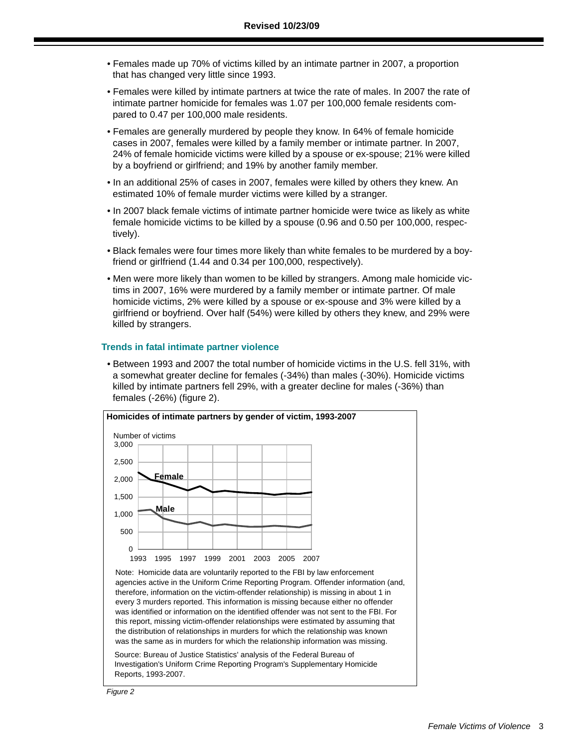Revised 10/23/09

- Females made up 70% of victims killed by an intimate partner in 2007, a proportion that has changed very little since 1993.
- Females were killed by intimate partners at twice the rate of males. In 2007 the rate of intimate partner homicide for females was 1.07 per 100,000 female residents compared to 0.47 per 100,000 male residents.
- Females are generally murdered by people they know. In 64% of female homicide cases in 2007, females were killed by a family member or intimate partner. In 2007, 24% of female homicide victims were killed by a spouse or ex-spouse; 21% were killed by a boyfriend or girlfriend; and 19% by another family member.
- In an additional 25% of cases in 2007, females were killed by others they knew. An estimated 10% of female murder victims were killed by a stranger.
- In 2007 black female victims of intimate partner homicide were twice as likely as white female homicide victims to be killed by a spouse (0.96 and 0.50 per 100,000, respectively).
- Black females were four times more likely than white females to be murdered by a boyfriend or girlfriend (1.44 and 0.34 per 100,000, respectively).
- Men were more likely than women to be killed by strangers. Among male homicide victims in 2007, 16% were murdered by a family member or intimate partner. Of male homicide victims, 2% were killed by a spouse or ex-spouse and 3% were killed by a girlfriend or boyfriend. Over half (54%) were killed by others they knew, and 29% were killed by strangers.

### Trends in fatal intimate partner violence

- Between 1993 and 2007 the total number of homicide victims in the U.S. fell 31%, with a somewhat greater decline for females (-34%) than males (-30%). Homicide victims killed by intimate partners fell 29%, with a greater decline for males (-36%) than females (-26%) (figure 2).

**Homicides of intimate partners by gender of victim, 1993-2007**

Note: Homicide data are voluntarily reported to the FBI by law enforcement agencies active in the Uniform Crime Reporting Program. Offender information (and, therefore, information on the victim-offender relationship) is missing in about 1 in every 3 murders reported. This information is missing because either no offender was identified or information on the identified offender was not sent to the FBI. For this report, missing victim-offender relationships were estimated by assuming that the distribution of relationships in murders for which the relationship was known was the same as in murders for which the relationship information was missing.

Source: Bureau of Justice Statistics' analysis of the Federal Bureau of Investigation's Uniform Crime Reporting Program's Supplementary Homicide Reports, 1993-2007.

*Figure 2*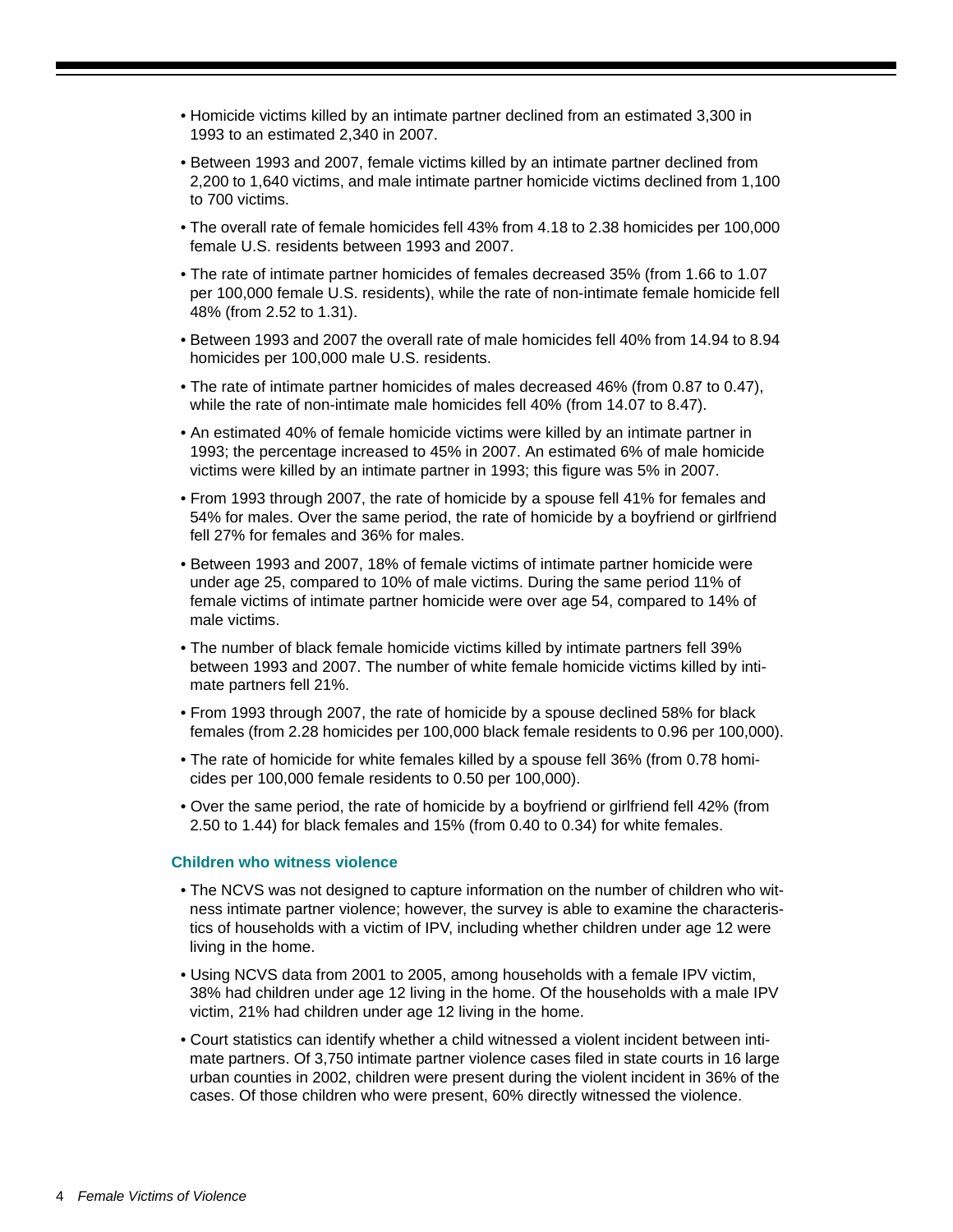- Homicide victims killed by an intimate partner declined from an estimated 3,300 in 1993 to an estimated 2,340 in 2007.
- Between 1993 and 2007, female victims killed by an intimate partner declined from 2,200 to 1,640 victims, and male intimate partner homicide victims declined from 1,100 to 700 victims.
- The overall rate of female homicides fell 43% from 4.18 to 2.38 homicides per 100,000 female U.S. residents between 1993 and 2007.
- The rate of intimate partner homicides of females decreased 35% (from 1.66 to 1.07 per 100,000 female U.S. residents), while the rate of non-intimate female homicide fell 48% (from 2.52 to 1.31).
- Between 1993 and 2007 the overall rate of male homicides fell 40% from 14.94 to 8.94 homicides per 100,000 male U.S. residents.
- The rate of intimate partner homicides of males decreased 46% (from 0.87 to 0.47), while the rate of non-intimate male homicides fell 40% (from 14.07 to 8.47).
- An estimated 40% of female homicide victims were killed by an intimate partner in 1993; the percentage increased to 45% in 2007. An estimated 6% of male homicide victims were killed by an intimate partner in 1993; this figure was 5% in 2007.
- From 1993 through 2007, the rate of homicide by a spouse fell 41% for females and 54% for males. Over the same period, the rate of homicide by a boyfriend or girlfriend fell 27% for females and 36% for males.
- Between 1993 and 2007, 18% of female victims of intimate partner homicide were under age 25, compared to 10% of male victims. During the same period 11% of female victims of intimate partner homicide were over age 54, compared to 14% of male victims.
- The number of black female homicide victims killed by intimate partners fell 39% between 1993 and 2007. The number of white female homicide victims killed by intimate partners fell 21%.
- From 1993 through 2007, the rate of homicide by a spouse declined 58% for black females (from 2.28 homicides per 100,000 black female residents to 0.96 per 100,000).
- The rate of homicide for white females killed by a spouse fell 36% (from 0.78 homicides per 100,000 female residents to 0.50 per 100,000).
- Over the same period, the rate of homicide by a boyfriend or girlfriend fell 42% (from 2.50 to 1.44) for black females and 15% (from 0.40 to 0.34) for white females.

### Children who witness violence

- The NCVS was not designed to capture information on the number of children who witness intimate partner violence; however, the survey is able to examine the characteristics of households with a victim of IPV, including whether children under age 12 were living in the home.
- Using NCVS data from 2001 to 2005, among households with a female IPV victim, 38% had children under age 12 living in the home. Of the households with a male IPV victim, 21% had children under age 12 living in the home.
- Court statistics can identify whether a child witnessed a violent incident between intimate partners. Of 3,750 intimate partner violence cases filed in state courts in 16 large urban counties in 2002, children were present during the violent incident in 36% of the cases. Of those children who were present, 60% directly witnessed the violence.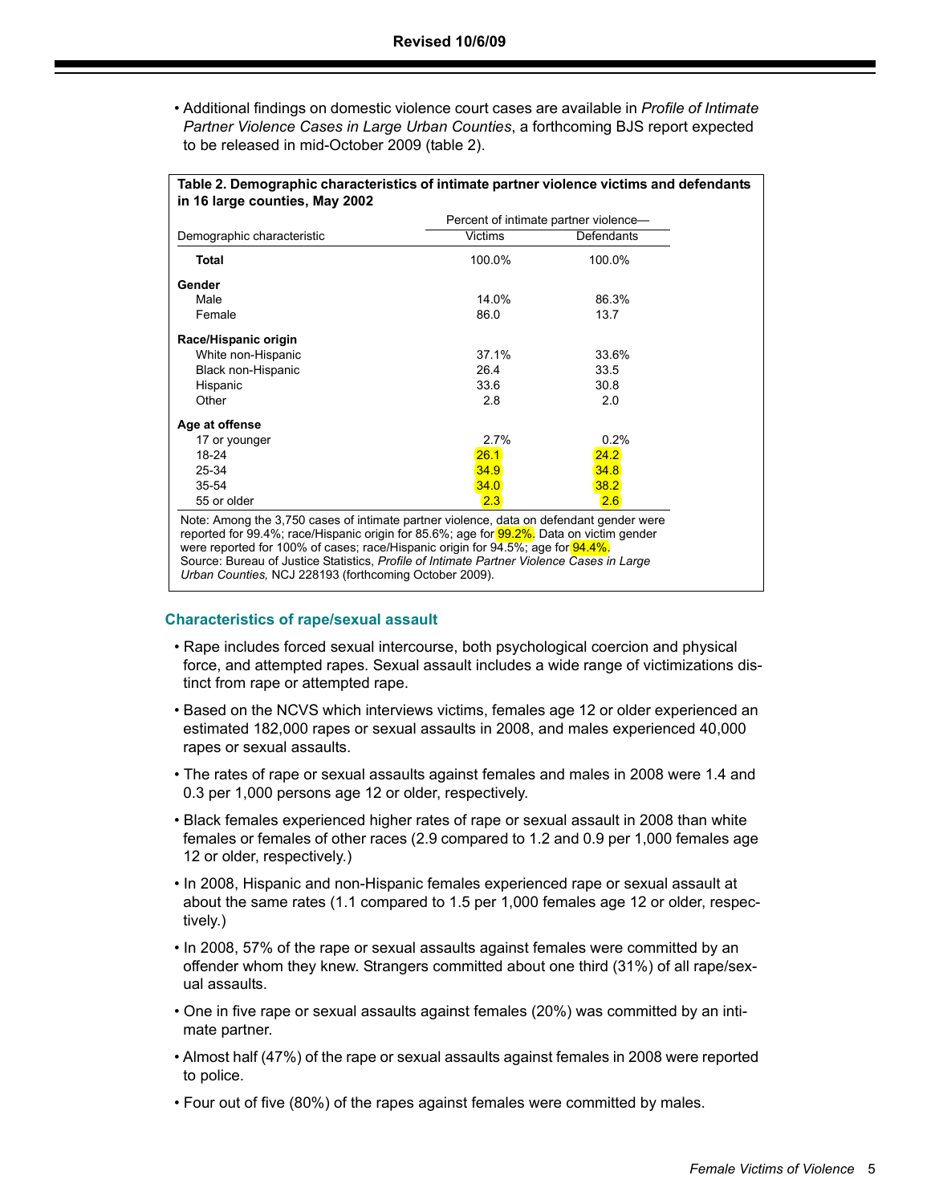Revised 10/6/09

- Additional findings on domestic violence court cases are available in *Profile of Intimate Partner Violence Cases in Large Urban Counties*, a forthcoming BJS report expected to be released in mid-October 2009 (table 2).

**Table 2. Demographic characteristics of intimate partner violence victims and defendants in 16 large counties, May 2002**

| Demographic characteristic | Percent of intimate partner violence— | |
|---|---|---|
| | Victims | Defendants |
| **Total** | 100.0% | 100.0% |
| **Gender** | | |
| Male | 14.0% | 86.3% |
| Female | 86.0 | 13.7 |
| **Race/Hispanic origin** | | |
| White non-Hispanic | 37.1% | 33.6% |
| Black non-Hispanic | 26.4 | 33.5 |
| Hispanic | 33.6 | 30.8 |
| Other | 2.8 | 2.0 |
| **Age at offense** | | |
| 17 or younger | 2.7% | 0.2% |
| 18-24 | 26.1 | 24.2 |
| 25-34 | 34.9 | 34.8 |
| 35-54 | 34.0 | 38.2 |
| 55 or older | 2.3 | 2.6 |

Note: Among the 3,750 cases of intimate partner violence, data on defendant gender were reported for 99.4%; race/Hispanic origin for 85.6%; age for 99.2%. Data on victim gender were reported for 100% of cases; race/Hispanic origin for 94.5%; age for 94.4%.
Source: Bureau of Justice Statistics, *Profile of Intimate Partner Violence Cases in Large Urban Counties,* NCJ 228193 (forthcoming October 2009).

## Characteristics of rape/sexual assault

- Rape includes forced sexual intercourse, both psychological coercion and physical force, and attempted rapes. Sexual assault includes a wide range of victimizations distinct from rape or attempted rape.
- Based on the NCVS which interviews victims, females age 12 or older experienced an estimated 182,000 rapes or sexual assaults in 2008, and males experienced 40,000 rapes or sexual assaults.
- The rates of rape or sexual assaults against females and males in 2008 were 1.4 and 0.3 per 1,000 persons age 12 or older, respectively.
- Black females experienced higher rates of rape or sexual assault in 2008 than white females or females of other races (2.9 compared to 1.2 and 0.9 per 1,000 females age 12 or older, respectively.)
- In 2008, Hispanic and non-Hispanic females experienced rape or sexual assault at about the same rates (1.1 compared to 1.5 per 1,000 females age 12 or older, respectively.)
- In 2008, 57% of the rape or sexual assaults against females were committed by an offender whom they knew. Strangers committed about one third (31%) of all rape/sexual assaults.
- One in five rape or sexual assaults against females (20%) was committed by an intimate partner.
- Almost half (47%) of the rape or sexual assaults against females in 2008 were reported to police.
- Four out of five (80%) of the rapes against females were committed by males.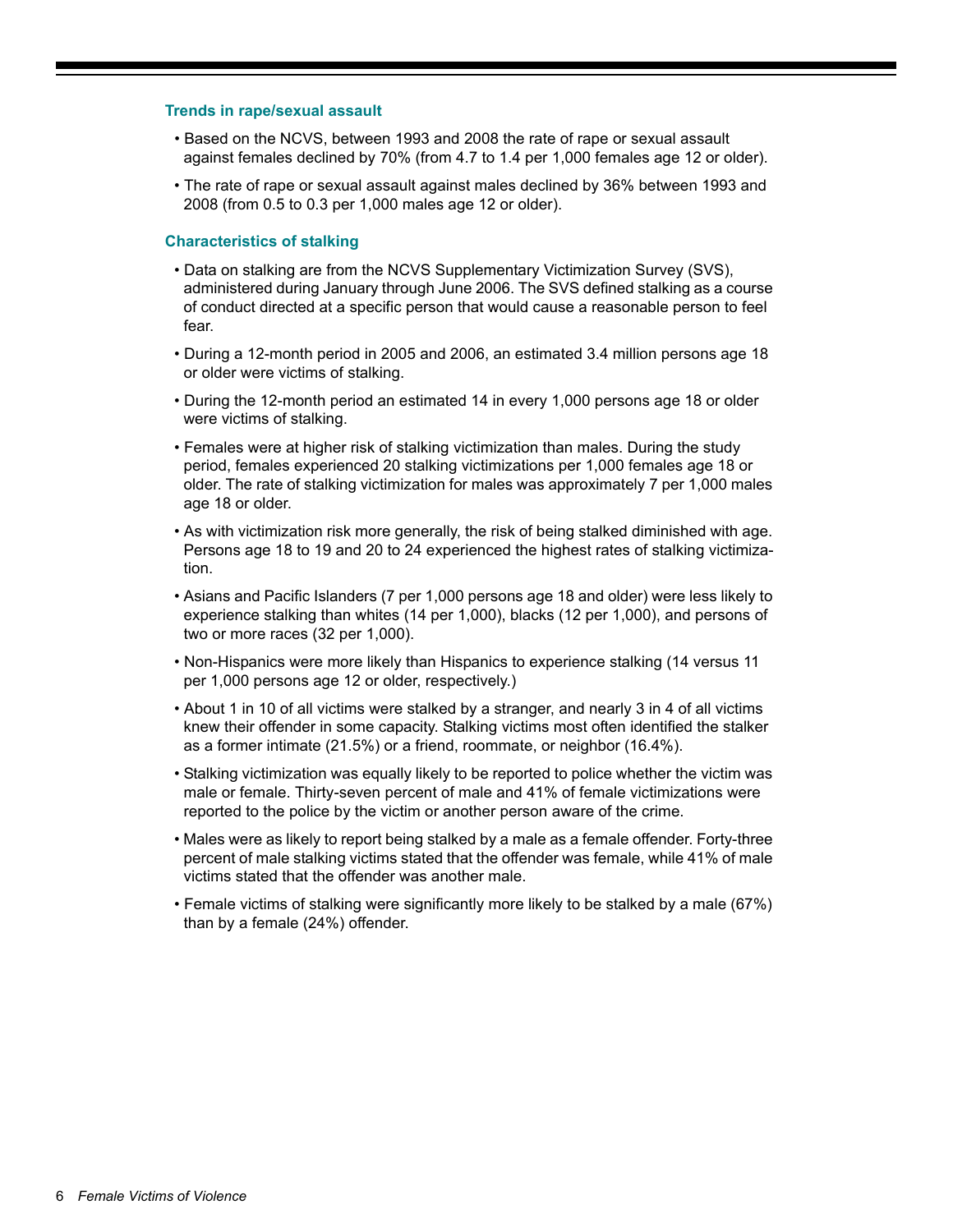### Trends in rape/sexual assault

- Based on the NCVS, between 1993 and 2008 the rate of rape or sexual assault against females declined by 70% (from 4.7 to 1.4 per 1,000 females age 12 or older).
- The rate of rape or sexual assault against males declined by 36% between 1993 and 2008 (from 0.5 to 0.3 per 1,000 males age 12 or older).

### Characteristics of stalking

- Data on stalking are from the NCVS Supplementary Victimization Survey (SVS), administered during January through June 2006. The SVS defined stalking as a course of conduct directed at a specific person that would cause a reasonable person to feel fear.
- During a 12-month period in 2005 and 2006, an estimated 3.4 million persons age 18 or older were victims of stalking.
- During the 12-month period an estimated 14 in every 1,000 persons age 18 or older were victims of stalking.
- Females were at higher risk of stalking victimization than males. During the study period, females experienced 20 stalking victimizations per 1,000 females age 18 or older. The rate of stalking victimization for males was approximately 7 per 1,000 males age 18 or older.
- As with victimization risk more generally, the risk of being stalked diminished with age. Persons age 18 to 19 and 20 to 24 experienced the highest rates of stalking victimization.
- Asians and Pacific Islanders (7 per 1,000 persons age 18 and older) were less likely to experience stalking than whites (14 per 1,000), blacks (12 per 1,000), and persons of two or more races (32 per 1,000).
- Non-Hispanics were more likely than Hispanics to experience stalking (14 versus 11 per 1,000 persons age 12 or older, respectively.)
- About 1 in 10 of all victims were stalked by a stranger, and nearly 3 in 4 of all victims knew their offender in some capacity. Stalking victims most often identified the stalker as a former intimate (21.5%) or a friend, roommate, or neighbor (16.4%).
- Stalking victimization was equally likely to be reported to police whether the victim was male or female. Thirty-seven percent of male and 41% of female victimizations were reported to the police by the victim or another person aware of the crime.
- Males were as likely to report being stalked by a male as a female offender. Forty-three percent of male stalking victims stated that the offender was female, while 41% of male victims stated that the offender was another male.
- Female victims of stalking were significantly more likely to be stalked by a male (67%) than by a female (24%) offender.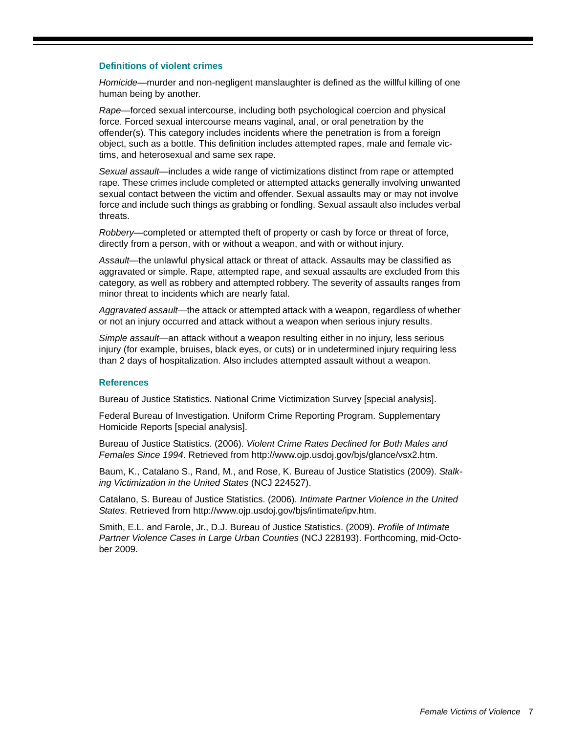## Definitions of violent crimes

*Homicide*—murder and non-negligent manslaughter is defined as the willful killing of one human being by another.

*Rape*—forced sexual intercourse, including both psychological coercion and physical force. Forced sexual intercourse means vaginal, anal, or oral penetration by the offender(s). This category includes incidents where the penetration is from a foreign object, such as a bottle. This definition includes attempted rapes, male and female victims, and heterosexual and same sex rape.

*Sexual assault*—includes a wide range of victimizations distinct from rape or attempted rape. These crimes include completed or attempted attacks generally involving unwanted sexual contact between the victim and offender. Sexual assaults may or may not involve force and include such things as grabbing or fondling. Sexual assault also includes verbal threats.

*Robbery*—completed or attempted theft of property or cash by force or threat of force, directly from a person, with or without a weapon, and with or without injury.

*Assault*—the unlawful physical attack or threat of attack. Assaults may be classified as aggravated or simple. Rape, attempted rape, and sexual assaults are excluded from this category, as well as robbery and attempted robbery. The severity of assaults ranges from minor threat to incidents which are nearly fatal.

*Aggravated assault*—the attack or attempted attack with a weapon, regardless of whether or not an injury occurred and attack without a weapon when serious injury results.

*Simple assault*—an attack without a weapon resulting either in no injury, less serious injury (for example, bruises, black eyes, or cuts) or in undetermined injury requiring less than 2 days of hospitalization. Also includes attempted assault without a weapon.

## References

Bureau of Justice Statistics. National Crime Victimization Survey [special analysis].

Federal Bureau of Investigation. Uniform Crime Reporting Program. Supplementary Homicide Reports [special analysis].

Bureau of Justice Statistics. (2006). *Violent Crime Rates Declined for Both Males and Females Since 1994*. Retrieved from http://www.ojp.usdoj.gov/bjs/glance/vsx2.htm.

Baum, K., Catalano S., Rand, M., and Rose, K. Bureau of Justice Statistics (2009). *Stalking Victimization in the United States* (NCJ 224527).

Catalano, S. Bureau of Justice Statistics. (2006). *Intimate Partner Violence in the United States*. Retrieved from http://www.ojp.usdoj.gov/bjs/intimate/ipv.htm.

Smith, E.L. and Farole, Jr., D.J. Bureau of Justice Statistics. (2009). *Profile of Intimate Partner Violence Cases in Large Urban Counties* (NCJ 228193). Forthcoming, mid-October 2009.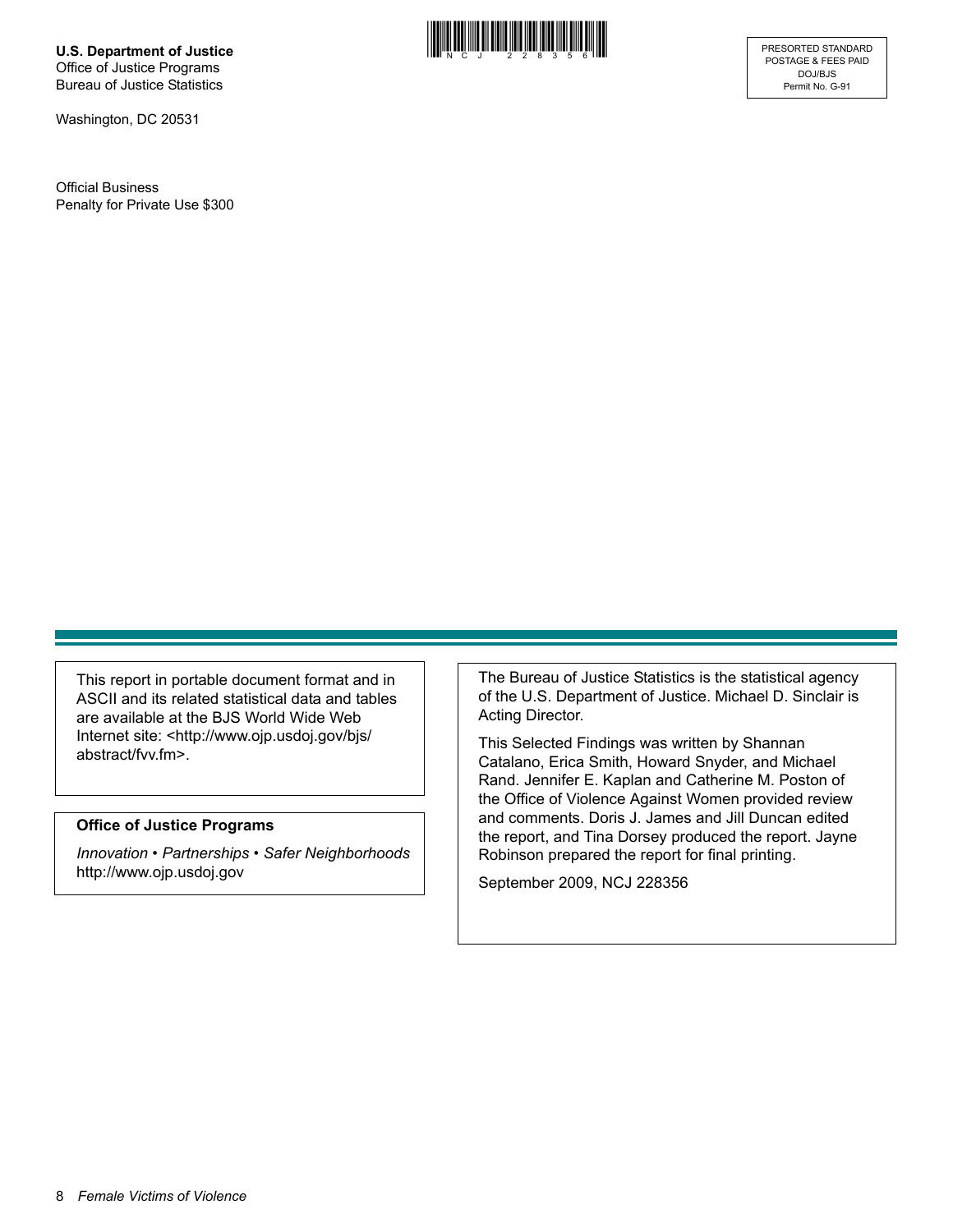**U.S. Department of Justice**
Office of Justice Programs
Bureau of Justice Statistics

Washington, DC 20531

Official Business
Penalty for Private Use $300

PRESORTED STANDARD
POSTAGE & FEES PAID
DOJ/BJS
Permit No. G-91

This report in portable document format and in ASCII and its related statistical data and tables are available at the BJS World Wide Web Internet site: <http://www.ojp.usdoj.gov/bjs/abstract/fvv.fm>.

**Office of Justice Programs**

*Innovation • Partnerships • Safer Neighborhoods*
http://www.ojp.usdoj.gov

The Bureau of Justice Statistics is the statistical agency of the U.S. Department of Justice. Michael D. Sinclair is Acting Director.

This Selected Findings was written by Shannan Catalano, Erica Smith, Howard Snyder, and Michael Rand. Jennifer E. Kaplan and Catherine M. Poston of the Office of Violence Against Women provided review and comments. Doris J. James and Jill Duncan edited the report, and Tina Dorsey produced the report. Jayne Robinson prepared the report for final printing.

September 2009, NCJ 228356